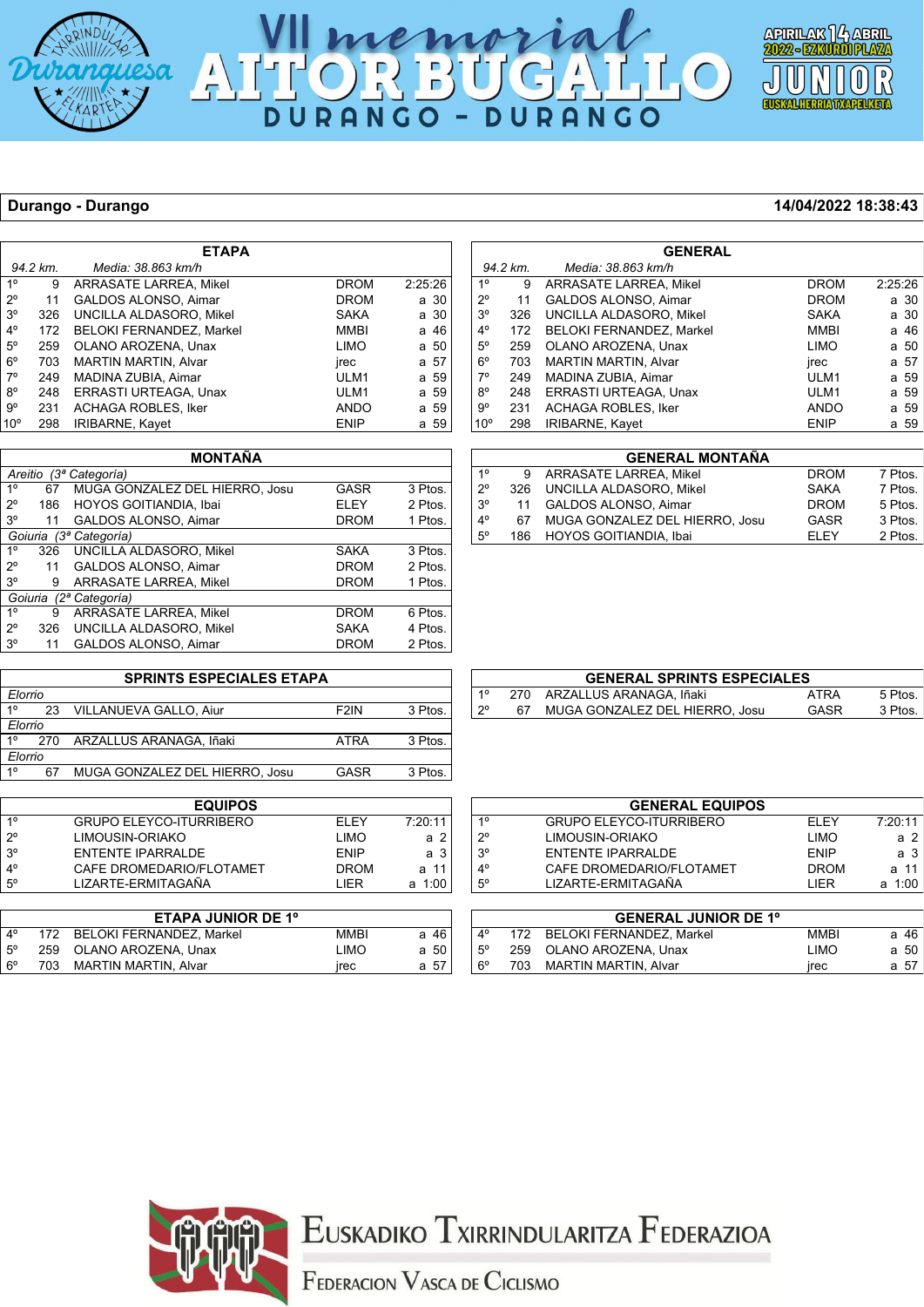# VII memorial AITOR BUGALLO

DURANGO - DURANGO

APIRILAK 14 ABRIL 2022 - EZKURDI PLAZA

JUNIOR

EUSKAL HERRIA TXAPELKETA

**Durango - Durango** **14/04/2022 18:38:43**

## ETAPA

*94.2 km. Media: 38.863 km/h*

| | | | | |
|---|---|---|---|---|
| 1º | 9 | ARRASATE LARREA, Mikel | DROM | 2:25:26 |
| 2º | 11 | GALDOS ALONSO, Aimar | DROM | a 30 |
| 3º | 326 | UNCILLA ALDASORO, Mikel | SAKA | a 30 |
| 4º | 172 | BELOKI FERNANDEZ, Markel | MMBI | a 46 |
| 5º | 259 | OLANO AROZENA, Unax | LIMO | a 50 |
| 6º | 703 | MARTIN MARTIN, Alvar | jrec | a 57 |
| 7º | 249 | MADINA ZUBIA, Aimar | ULM1 | a 59 |
| 8º | 248 | ERRASTI URTEAGA, Unax | ULM1 | a 59 |
| 9º | 231 | ACHAGA ROBLES, Iker | ANDO | a 59 |
| 10º | 298 | IRIBARNE, Kayet | ENIP | a 59 |

## GENERAL

*94.2 km. Media: 38.863 km/h*

| | | | | |
|---|---|---|---|---|
| 1º | 9 | ARRASATE LARREA, Mikel | DROM | 2:25:26 |
| 2º | 11 | GALDOS ALONSO, Aimar | DROM | a 30 |
| 3º | 326 | UNCILLA ALDASORO, Mikel | SAKA | a 30 |
| 4º | 172 | BELOKI FERNANDEZ, Markel | MMBI | a 46 |
| 5º | 259 | OLANO AROZENA, Unax | LIMO | a 50 |
| 6º | 703 | MARTIN MARTIN, Alvar | jrec | a 57 |
| 7º | 249 | MADINA ZUBIA, Aimar | ULM1 | a 59 |
| 8º | 248 | ERRASTI URTEAGA, Unax | ULM1 | a 59 |
| 9º | 231 | ACHAGA ROBLES, Iker | ANDO | a 59 |
| 10º | 298 | IRIBARNE, Kayet | ENIP | a 59 |

## MONTAÑA

| | | | | |
|---|---|---|---|---|
| *Areitio (3ª Categoría)* | | | | |
| 1º | 67 | MUGA GONZALEZ DEL HIERRO, Josu | GASR | 3 Ptos. |
| 2º | 186 | HOYOS GOITIANDIA, Ibai | ELEY | 2 Ptos. |
| 3º | 11 | GALDOS ALONSO, Aimar | DROM | 1 Ptos. |
| *Goiuria (3ª Categoría)* | | | | |
| 1º | 326 | UNCILLA ALDASORO, Mikel | SAKA | 3 Ptos. |
| 2º | 11 | GALDOS ALONSO, Aimar | DROM | 2 Ptos. |
| 3º | 9 | ARRASATE LARREA, Mikel | DROM | 1 Ptos. |
| *Goiuria (2ª Categoría)* | | | | |
| 1º | 9 | ARRASATE LARREA, Mikel | DROM | 6 Ptos. |
| 2º | 326 | UNCILLA ALDASORO, Mikel | SAKA | 4 Ptos. |
| 3º | 11 | GALDOS ALONSO, Aimar | DROM | 2 Ptos. |

## GENERAL MONTAÑA

| | | | | |
|---|---|---|---|---|
| 1º | 9 | ARRASATE LARREA, Mikel | DROM | 7 Ptos. |
| 2º | 326 | UNCILLA ALDASORO, Mikel | SAKA | 7 Ptos. |
| 3º | 11 | GALDOS ALONSO, Aimar | DROM | 5 Ptos. |
| 4º | 67 | MUGA GONZALEZ DEL HIERRO, Josu | GASR | 3 Ptos. |
| 5º | 186 | HOYOS GOITIANDIA, Ibai | ELEY | 2 Ptos. |

## SPRINTS ESPECIALES ETAPA

| | | | | |
|---|---|---|---|---|
| *Elorrio* | | | | |
| 1º | 23 | VILLANUEVA GALLO, Aiur | F2IN | 3 Ptos. |
| *Elorrio* | | | | |
| 1º | 270 | ARZALLUS ARANAGA, Iñaki | ATRA | 3 Ptos. |
| *Elorrio* | | | | |
| 1º | 67 | MUGA GONZALEZ DEL HIERRO, Josu | GASR | 3 Ptos. |

## GENERAL SPRINTS ESPECIALES

| | | | | |
|---|---|---|---|---|
| 1º | 270 | ARZALLUS ARANAGA, Iñaki | ATRA | 5 Ptos. |
| 2º | 67 | MUGA GONZALEZ DEL HIERRO, Josu | GASR | 3 Ptos. |

## EQUIPOS

| | | | |
|---|---|---|---|
| 1º | GRUPO ELEYCO-ITURRIBERO | ELEY | 7:20:11 |
| 2º | LIMOUSIN-ORIAKO | LIMO | a 2 |
| 3º | ENTENTE IPARRALDE | ENIP | a 3 |
| 4º | CAFE DROMEDARIO/FLOTAMET | DROM | a 11 |
| 5º | LIZARTE-ERMITAGAÑA | LIER | a 1:00 |

## GENERAL EQUIPOS

| | | | |
|---|---|---|---|
| 1º | GRUPO ELEYCO-ITURRIBERO | ELEY | 7:20:11 |
| 2º | LIMOUSIN-ORIAKO | LIMO | a 2 |
| 3º | ENTENTE IPARRALDE | ENIP | a 3 |
| 4º | CAFE DROMEDARIO/FLOTAMET | DROM | a 11 |
| 5º | LIZARTE-ERMITAGAÑA | LIER | a 1:00 |

## ETAPA JUNIOR DE 1º

| | | | | |
|---|---|---|---|---|
| 4º | 172 | BELOKI FERNANDEZ, Markel | MMBI | a 46 |
| 5º | 259 | OLANO AROZENA, Unax | LIMO | a 50 |
| 6º | 703 | MARTIN MARTIN, Alvar | jrec | a 57 |

## GENERAL JUNIOR DE 1º

| | | | | |
|---|---|---|---|---|
| 4º | 172 | BELOKI FERNANDEZ, Markel | MMBI | a 46 |
| 5º | 259 | OLANO AROZENA, Unax | LIMO | a 50 |
| 6º | 703 | MARTIN MARTIN, Alvar | jrec | a 57 |

EUSKADIKO TXIRRINDULARITZA FEDERAZIOA

FEDERACION VASCA DE CICLISMO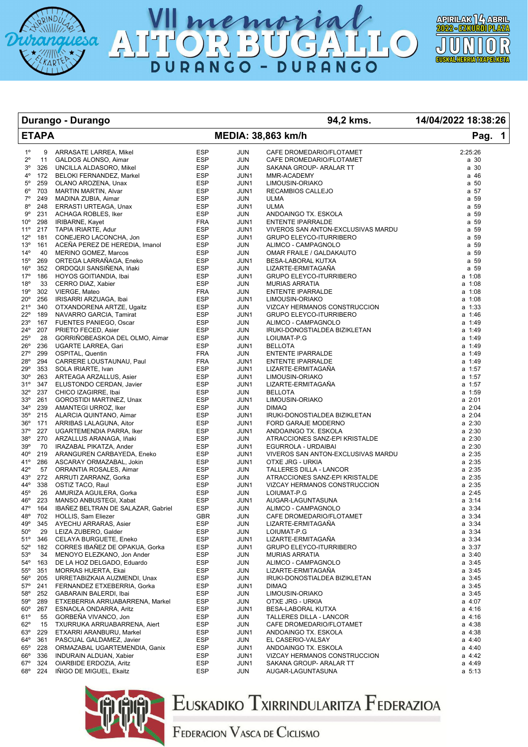# VII memorial AITOR BUGALLO

DURANGO - DURANGO

APIRILAK 14 ABRIL 2022 - EZKURDI PLAZA

JUNIOR

EUSKAL HERRIA TXAPELKETA

| Durango - Durango | | | | | 94,2 kms. | 14/04/2022 18:38:26 |
|---|---|---|---|---|---|---|
| **ETAPA** | | **MEDIA: 38,863 km/h** | | | | **Pag. 1** |

| Pos. | Dorsal | Nombre | Nac. | Cat. | Equipo | Tiempo |
|---|---|---|---|---|---|---|
| 1º | 9 | ARRASATE LARREA, Mikel | ESP | JUN | CAFE DROMEDARIO/FLOTAMET | 2:25:26 |
| 2º | 11 | GALDOS ALONSO, Aimar | ESP | JUN | CAFE DROMEDARIO/FLOTAMET | a 30 |
| 3º | 326 | UNCILLA ALDASORO, Mikel | ESP | JUN | SAKANA GROUP- ARALAR TT | a 30 |
| 4º | 172 | BELOKI FERNANDEZ, Markel | ESP | JUN1 | MMR-ACADEMY | a 46 |
| 5º | 259 | OLANO AROZENA, Unax | ESP | JUN1 | LIMOUSIN-ORIAKO | a 50 |
| 6º | 703 | MARTIN MARTIN, Alvar | ESP | JUN1 | RECAMBIOS CALLEJO | a 57 |
| 7º | 249 | MADINA ZUBIA, Aimar | ESP | JUN | ULMA | a 59 |
| 8º | 248 | ERRASTI URTEAGA, Unax | ESP | JUN1 | ULMA | a 59 |
| 9º | 231 | ACHAGA ROBLES, Iker | ESP | JUN | ANDOAINGO TX. ESKOLA | a 59 |
| 10º | 298 | IRIBARNE, Kayet | FRA | JUN1 | ENTENTE IPARRALDE | a 59 |
| 11º | 217 | TAPIA IRIARTE, Adur | ESP | JUN1 | VIVEROS SAN ANTON-EXCLUSIVAS MARDU | a 59 |
| 12º | 181 | CONEJERO LACONCHA, Jon | ESP | JUN1 | GRUPO ELEYCO-ITURRIBERO | a 59 |
| 13º | 161 | ACEÑA PEREZ DE HEREDIA, Imanol | ESP | JUN | ALIMCO - CAMPAGNOLO | a 59 |
| 14º | 40 | MERINO GOMEZ, Marcos | ESP | JUN | OMAR FRAILE / GALDAKAUTO | a 59 |
| 15º | 269 | ORTEGA LARRAÑAGA, Eneko | ESP | JUN1 | BESA-LABORAL KUTXA | a 59 |
| 16º | 352 | ORDOQUI SANSIÑENA, Iñaki | ESP | JUN | LIZARTE-ERMITAGAÑA | a 59 |
| 17º | 186 | HOYOS GOITIANDIA, Ibai | ESP | JUN1 | GRUPO ELEYCO-ITURRIBERO | a 1:08 |
| 18º | 33 | CERRO DIAZ, Xabier | ESP | JUN | MURIAS ARRATIA | a 1:08 |
| 19º | 302 | VIERGE, Mateo | FRA | JUN | ENTENTE IPARRALDE | a 1:08 |
| 20º | 256 | IRISARRI ARZUAGA, Ibai | ESP | JUN1 | LIMOUSIN-ORIAKO | a 1:08 |
| 21º | 340 | OTXANDORENA ARTZE, Ugaitz | ESP | JUN | VIZCAY HERMANOS CONSTRUCCION | a 1:33 |
| 22º | 189 | NAVARRO GARCIA, Tamirat | ESP | JUN1 | GRUPO ELEYCO-ITURRIBERO | a 1:46 |
| 23º | 167 | FUENTES PANIEGO, Oscar | ESP | JUN | ALIMCO - CAMPAGNOLO | a 1:49 |
| 24º | 207 | PRIETO FECED, Asier | ESP | JUN | IRUKI-DONOSTIALDEA BIZIKLETAN | a 1:49 |
| 25º | 28 | GORRIÑOBEASKOA DEL OLMO, Aimar | ESP | JUN | LOIUMAT-P.G | a 1:49 |
| 26º | 236 | UGARTE LARREA, Gari | ESP | JUN1 | BELLOTA | a 1:49 |
| 27º | 299 | OSPITAL, Quentin | FRA | JUN | ENTENTE IPARRALDE | a 1:49 |
| 28º | 294 | CARRERE LOUSTAUNAU, Paul | FRA | JUN1 | ENTENTE IPARRALDE | a 1:49 |
| 29º | 353 | SOLA IRIARTE, Ivan | ESP | JUN1 | LIZARTE-ERMITAGAÑA | a 1:57 |
| 30º | 263 | ARTEAGA ARZALLUS, Asier | ESP | JUN1 | LIMOUSIN-ORIAKO | a 1:57 |
| 31º | 347 | ELUSTONDO CERDAN, Javier | ESP | JUN1 | LIZARTE-ERMITAGAÑA | a 1:57 |
| 32º | 237 | CHICO IZAGIRRE, Ibai | ESP | JUN | BELLOTA | a 1:59 |
| 33º | 261 | GOROSTIDI MARTINEZ, Unax | ESP | JUN1 | LIMOUSIN-ORIAKO | a 2:01 |
| 34º | 239 | AMANTEGI URROZ, Iker | ESP | JUN | DIMAQ | a 2:04 |
| 35º | 215 | ALARCIA QUINTANO, Aimar | ESP | JUN1 | IRUKI-DONOSTIALDEA BIZIKLETAN | a 2:04 |
| 36º | 171 | ARRIBAS LALAGUNA, Aitor | ESP | JUN1 | FORD GARAJE MODERNO | a 2:30 |
| 37º | 227 | UGARTEMENDIA PARRA, Iker | ESP | JUN1 | ANDOAINGO TX. ESKOLA | a 2:30 |
| 38º | 270 | ARZALLUS ARANAGA, Iñaki | ESP | JUN | ATRACCIONES SANZ-EPI KRISTALDE | a 2:30 |
| 39º | 70 | IRAZABAL PIKATZA, Ander | ESP | JUN1 | EGURROLA - URDAIBAI | a 2:30 |
| 40º | 219 | ARANGUREN CARBAYEDA, Eneko | ESP | JUN1 | VIVEROS SAN ANTON-EXCLUSIVAS MARDU | a 2:35 |
| 41º | 286 | ASCARAY ORMAZABAL, Jokin | ESP | JUN1 | OTXE JRG - URKIA | a 2:35 |
| 42º | 57 | ORRANTIA ROSALES, Aimar | ESP | JUN | TALLERES DILLA - LANCOR | a 2:35 |
| 43º | 272 | ARRUTI ZARRANZ, Gorka | ESP | JUN | ATRACCIONES SANZ-EPI KRISTALDE | a 2:35 |
| 44º | 338 | OSTIZ TACO, Raul | ESP | JUN1 | VIZCAY HERMANOS CONSTRUCCION | a 2:35 |
| 45º | 26 | AMURIZA AGUILERA, Gorka | ESP | JUN | LOIUMAT-P.G | a 2:45 |
| 46º | 223 | MANSO ANBUSTEGI, Xabat | ESP | JUN1 | AUGAR-LAGUNTASUNA | a 3:14 |
| 47º | 164 | IBAÑEZ BELTRAN DE SALAZAR, Gabriel | ESP | JUN | ALIMCO - CAMPAGNOLO | a 3:34 |
| 48º | 702 | HOLLIS, Sam Eliezer | GBR | JUN | CAFE DROMEDARIO/FLOTAMET | a 3:34 |
| 49º | 345 | AYECHU ARRARAS, Asier | ESP | JUN | LIZARTE-ERMITAGAÑA | a 3:34 |
| 50º | 29 | LEIZA ZUBERO, Galder | ESP | JUN | LOIUMAT-P.G | a 3:34 |
| 51º | 346 | CELAYA BURGUETE, Eneko | ESP | JUN1 | LIZARTE-ERMITAGAÑA | a 3:34 |
| 52º | 182 | CORRES IBAÑEZ DE OPAKUA, Gorka | ESP | JUN1 | GRUPO ELEYCO-ITURRIBERO | a 3:37 |
| 53º | 34 | MENOYO ELEZKANO, Jon Ander | ESP | JUN | MURIAS ARRATIA | a 3:40 |
| 54º | 163 | DE LA HOZ DELGADO, Eduardo | ESP | JUN | ALIMCO - CAMPAGNOLO | a 3:45 |
| 55º | 351 | MORRAS HUERTA, Ekai | ESP | JUN | LIZARTE-ERMITAGAÑA | a 3:45 |
| 56º | 205 | URRETABIZKAIA AUZMENDI, Unax | ESP | JUN | IRUKI-DONOSTIALDEA BIZIKLETAN | a 3:45 |
| 57º | 241 | FERNANDEZ ETXEBERRIA, Gorka | ESP | JUN1 | DIMAQ | a 3:45 |
| 58º | 252 | GABARAIN BALERDI, Ibai | ESP | JUN | LIMOUSIN-ORIAKO | a 3:45 |
| 59º | 289 | ETXEBERRIA ARRUABARRENA, Markel | ESP | JUN | OTXE JRG - URKIA | a 4:07 |
| 60º | 267 | ESNAOLA ONDARRA, Aritz | ESP | JUN1 | BESA-LABORAL KUTXA | a 4:16 |
| 61º | 55 | GORBEÑA VIVANCO, Jon | ESP | JUN | TALLERES DILLA - LANCOR | a 4:16 |
| 62º | 15 | TXURRUKA ARRUABARRENA, Aiert | ESP | JUN | CAFE DROMEDARIO/FLOTAMET | a 4:38 |
| 63º | 229 | ETXARRI ARANBURU, Markel | ESP | JUN1 | ANDOAINGO TX. ESKOLA | a 4:38 |
| 64º | 361 | PASCUAL GALDAMEZ, Javier | ESP | JUN | EL CASERIO-VALSAY | a 4:40 |
| 65º | 228 | ORMAZABAL UGARTEMENDIA, Ganix | ESP | JUN1 | ANDOAINGO TX. ESKOLA | a 4:40 |
| 66º | 336 | INDURAIN ALDUAN, Xabier | ESP | JUN1 | VIZCAY HERMANOS CONSTRUCCION | a 4:42 |
| 67º | 324 | OIARBIDE ERDOZIA, Aritz | ESP | JUN1 | SAKANA GROUP- ARALAR TT | a 4:49 |
| 68º | 224 | IÑIGO DE MIGUEL, Ekaitz | ESP | JUN | AUGAR-LAGUNTASUNA | a 5:13 |

EUSKADIKO TXIRRINDULARITZA FEDERAZIOA

FEDERACION VASCA DE CICLISMO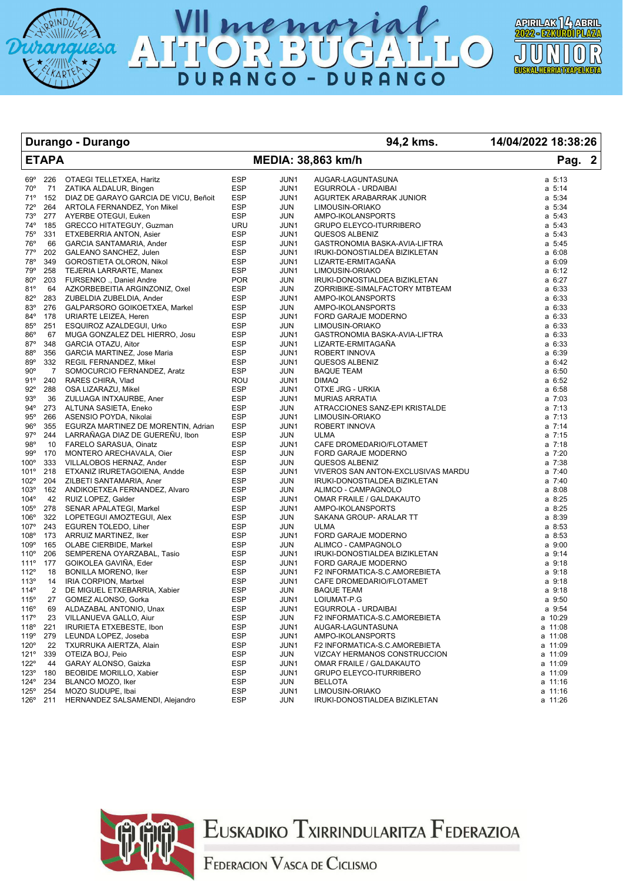# VII memorial AITOR BUGALLO

DURANGO - DURANGO

APIRILAK 14 ABRIL 2022 - EZKURDI PLAZA

JUNIOR

EUSKAL HERRIA TXAPELKETA

| Durango - Durango | | 94,2 kms. | 14/04/2022 18:38:26 |
|---|---|---|---|
| **ETAPA** | **MEDIA: 38,863 km/h** | | **Pag. 2** |

| | | | | | | |
|---|---|---|---|---|---|---|
| 69º | 226 | OTAEGI TELLETXEA, Haritz | ESP | JUN1 | AUGAR-LAGUNTASUNA | a 5:13 |
| 70º | 71 | ZATIKA ALDALUR, Bingen | ESP | JUN1 | EGURROLA - URDAIBAI | a 5:14 |
| 71º | 152 | DIAZ DE GARAYO GARCIA DE VICU, Beñoit | ESP | JUN1 | AGURTEK ARABARRAK JUNIOR | a 5:34 |
| 72º | 264 | ARTOLA FERNANDEZ, Yon Mikel | ESP | JUN | LIMOUSIN-ORIAKO | a 5:34 |
| 73º | 277 | AYERBE OTEGUI, Euken | ESP | JUN | AMPO-IKOLANSPORTS | a 5:43 |
| 74º | 185 | GRECCO HITATEGUY, Guzman | URU | JUN1 | GRUPO ELEYCO-ITURRIBERO | a 5:43 |
| 75º | 331 | ETXEBERRIA ANTON, Asier | ESP | JUN1 | QUESOS ALBENIZ | a 5:43 |
| 76º | 66 | GARCIA SANTAMARIA, Ander | ESP | JUN1 | GASTRONOMIA BASKA-AVIA-LIFTRA | a 5:45 |
| 77º | 202 | GALEANO SANCHEZ, Julen | ESP | JUN1 | IRUKI-DONOSTIALDEA BIZIKLETAN | a 6:08 |
| 78º | 349 | GOROSTIETA OLORON, Nikol | ESP | JUN1 | LIZARTE-ERMITAGAÑA | a 6:09 |
| 79º | 258 | TEJERIA LARRARTE, Manex | ESP | JUN1 | LIMOUSIN-ORIAKO | a 6:12 |
| 80º | 203 | FURSENKO ., Daniel Andre | POR | JUN | IRUKI-DONOSTIALDEA BIZIKLETAN | a 6:27 |
| 81º | 64 | AZKORBEBEITIA ARGINZONIZ, Oxel | ESP | JUN | ZORRIBIKE-SIMALFACTORY MTBTEAM | a 6:33 |
| 82º | 283 | ZUBELDIA ZUBELDIA, Ander | ESP | JUN1 | AMPO-IKOLANSPORTS | a 6:33 |
| 83º | 276 | GALPARSORO GOIKOETXEA, Markel | ESP | JUN | AMPO-IKOLANSPORTS | a 6:33 |
| 84º | 178 | URIARTE LEIZEA, Heren | ESP | JUN1 | FORD GARAJE MODERNO | a 6:33 |
| 85º | 251 | ESQUIROZ AZALDEGUI, Urko | ESP | JUN | LIMOUSIN-ORIAKO | a 6:33 |
| 86º | 67 | MUGA GONZALEZ DEL HIERRO, Josu | ESP | JUN1 | GASTRONOMIA BASKA-AVIA-LIFTRA | a 6:33 |
| 87º | 348 | GARCIA OTAZU, Aitor | ESP | JUN1 | LIZARTE-ERMITAGAÑA | a 6:33 |
| 88º | 356 | GARCIA MARTINEZ, Jose Maria | ESP | JUN1 | ROBERT INNOVA | a 6:39 |
| 89º | 332 | REGIL FERNANDEZ, Mikel | ESP | JUN1 | QUESOS ALBENIZ | a 6:42 |
| 90º | 7 | SOMOCURCIO FERNANDEZ, Aratz | ESP | JUN | BAQUE TEAM | a 6:50 |
| 91º | 240 | RARES CHIRA, Vlad | ROU | JUN1 | DIMAQ | a 6:52 |
| 92º | 288 | OSA LIZARAZU, Mikel | ESP | JUN1 | OTXE JRG - URKIA | a 6:58 |
| 93º | 36 | ZULUAGA INTXAURBE, Aner | ESP | JUN1 | MURIAS ARRATIA | a 7:03 |
| 94º | 273 | ALTUNA SASIETA, Eneko | ESP | JUN | ATRACCIONES SANZ-EPI KRISTALDE | a 7:13 |
| 95º | 266 | ASENSIO POYDA, Nikolai | ESP | JUN1 | LIMOUSIN-ORIAKO | a 7:13 |
| 96º | 355 | EGURZA MARTINEZ DE MORENTIN, Adrian | ESP | JUN1 | ROBERT INNOVA | a 7:14 |
| 97º | 244 | LARRAÑAGA DIAZ DE GUEREÑU, Ibon | ESP | JUN | ULMA | a 7:15 |
| 98º | 10 | FARELO SARASUA, Oinatz | ESP | JUN1 | CAFE DROMEDARIO/FLOTAMET | a 7:18 |
| 99º | 170 | MONTERO ARECHAVALA, Oier | ESP | JUN | FORD GARAJE MODERNO | a 7:20 |
| 100º | 333 | VILLALOBOS HERNAZ, Ander | ESP | JUN | QUESOS ALBENIZ | a 7:38 |
| 101º | 218 | ETXANIZ IRURETAGOIENA, Andde | ESP | JUN1 | VIVEROS SAN ANTON-EXCLUSIVAS MARDU | a 7:40 |
| 102º | 204 | ZILBETI SANTAMARIA, Aner | ESP | JUN | IRUKI-DONOSTIALDEA BIZIKLETAN | a 7:40 |
| 103º | 162 | ANDIKOETXEA FERNANDEZ, Alvaro | ESP | JUN | ALIMCO - CAMPAGNOLO | a 8:08 |
| 104º | 42 | RUIZ LOPEZ, Galder | ESP | JUN1 | OMAR FRAILE / GALDAKAUTO | a 8:25 |
| 105º | 278 | SENAR APALATEGI, Markel | ESP | JUN1 | AMPO-IKOLANSPORTS | a 8:25 |
| 106º | 322 | LOPETEGUI AMOZTEGUI, Alex | ESP | JUN | SAKANA GROUP- ARALAR TT | a 8:39 |
| 107º | 243 | EGUREN TOLEDO, Liher | ESP | JUN | ULMA | a 8:53 |
| 108º | 173 | ARRUIZ MARTINEZ, Iker | ESP | JUN1 | FORD GARAJE MODERNO | a 8:53 |
| 109º | 165 | OLABE CIERBIDE, Markel | ESP | JUN | ALIMCO - CAMPAGNOLO | a 9:00 |
| 110º | 206 | SEMPERENA OYARZABAL, Tasio | ESP | JUN1 | IRUKI-DONOSTIALDEA BIZIKLETAN | a 9:14 |
| 111º | 177 | GOIKOLEA GAVIÑA, Eder | ESP | JUN1 | FORD GARAJE MODERNO | a 9:18 |
| 112º | 18 | BONILLA MORENO, Iker | ESP | JUN1 | F2 INFORMATICA-S.C.AMOREBIETA | a 9:18 |
| 113º | 14 | IRIA CORPION, Martxel | ESP | JUN1 | CAFE DROMEDARIO/FLOTAMET | a 9:18 |
| 114º | 2 | DE MIGUEL ETXEBARRIA, Xabier | ESP | JUN | BAQUE TEAM | a 9:18 |
| 115º | 27 | GOMEZ ALONSO, Gorka | ESP | JUN1 | LOIUMAT-P.G | a 9:50 |
| 116º | 69 | ALDAZABAL ANTONIO, Unax | ESP | JUN1 | EGURROLA - URDAIBAI | a 9:54 |
| 117º | 23 | VILLANUEVA GALLO, Aiur | ESP | JUN | F2 INFORMATICA-S.C.AMOREBIETA | a 10:29 |
| 118º | 221 | IRURIETA ETXEBESTE, Ibon | ESP | JUN1 | AUGAR-LAGUNTASUNA | a 11:08 |
| 119º | 279 | LEUNDA LOPEZ, Joseba | ESP | JUN1 | AMPO-IKOLANSPORTS | a 11:08 |
| 120º | 22 | TXURRUKA AIERTZA, Alain | ESP | JUN1 | F2 INFORMATICA-S.C.AMOREBIETA | a 11:09 |
| 121º | 339 | OTEIZA BOJ, Peio | ESP | JUN | VIZCAY HERMANOS CONSTRUCCION | a 11:09 |
| 122º | 44 | GARAY ALONSO, Gaizka | ESP | JUN1 | OMAR FRAILE / GALDAKAUTO | a 11:09 |
| 123º | 180 | BEOBIDE MORILLO, Xabier | ESP | JUN1 | GRUPO ELEYCO-ITURRIBERO | a 11:09 |
| 124º | 234 | BLANCO MOZO, Iker | ESP | JUN | BELLOTA | a 11:16 |
| 125º | 254 | MOZO SUDUPE, Ibai | ESP | JUN1 | LIMOUSIN-ORIAKO | a 11:16 |
| 126º | 211 | HERNANDEZ SALSAMENDI, Alejandro | ESP | JUN | IRUKI-DONOSTIALDEA BIZIKLETAN | a 11:26 |

EUSKADIKO TXIRRINDULARITZA FEDERAZIOA

FEDERACION VASCA DE CICLISMO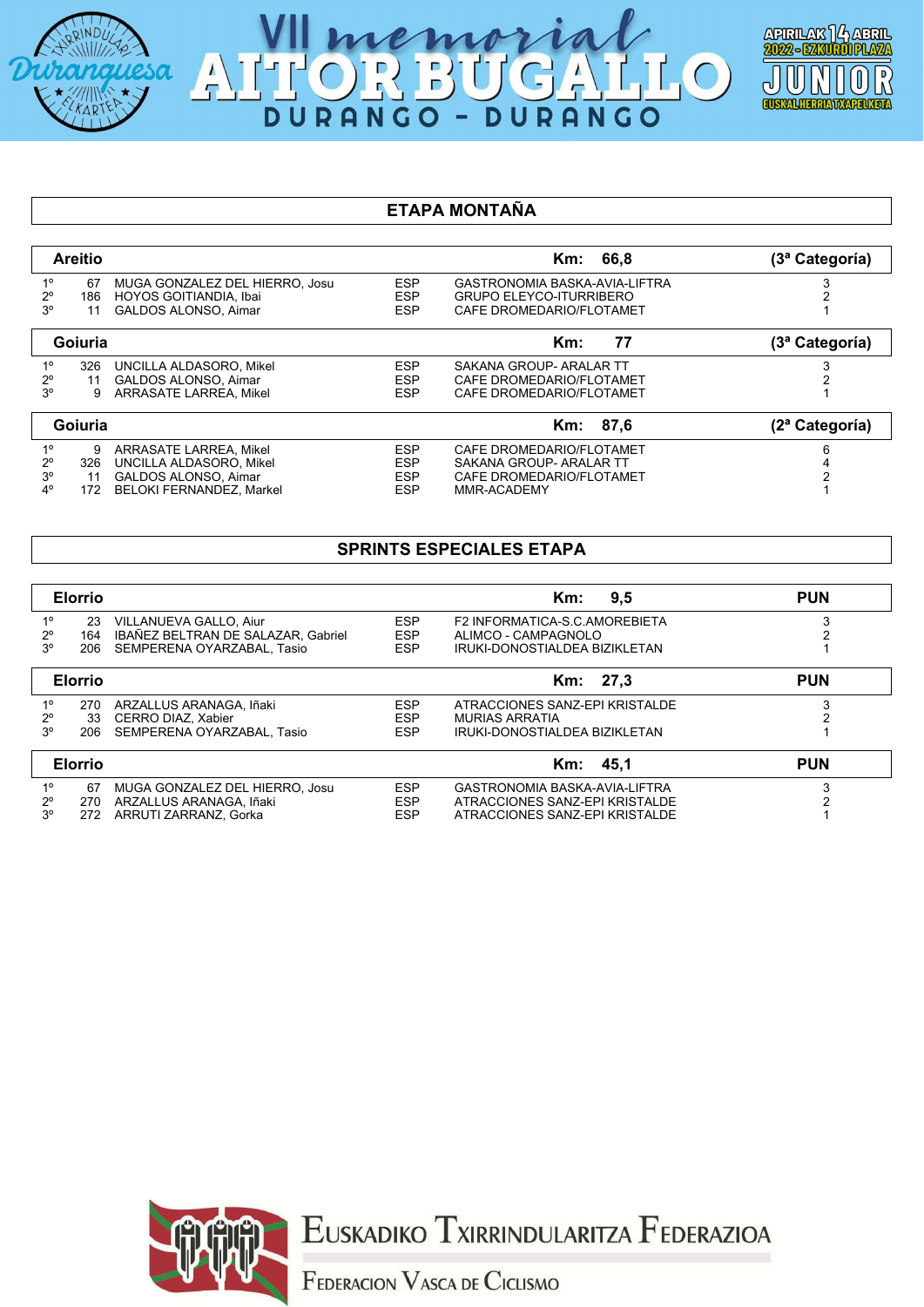# VII memorial AITOR BUGALLO

DURANGO - DURANGO

APIRILAK 14 ABRIL 2022 - EZKURDI PLAZA

JUNIOR

EUSKAL HERRIA TXAPELKETA

## ETAPA MONTAÑA

| Areitio | | | | Km: 66,8 | (3ª Categoría) |
|---|---|---|---|---|---|
| 1º | 67 | MUGA GONZALEZ DEL HIERRO, Josu | ESP | GASTRONOMIA BASKA-AVIA-LIFTRA | 3 |
| 2º | 186 | HOYOS GOITIANDIA, Ibai | ESP | GRUPO ELEYCO-ITURRIBERO | 2 |
| 3º | 11 | GALDOS ALONSO, Aimar | ESP | CAFE DROMEDARIO/FLOTAMET | 1 |

| Goiuria | | | | Km: 77 | (3ª Categoría) |
|---|---|---|---|---|---|
| 1º | 326 | UNCILLA ALDASORO, Mikel | ESP | SAKANA GROUP- ARALAR TT | 3 |
| 2º | 11 | GALDOS ALONSO, Aimar | ESP | CAFE DROMEDARIO/FLOTAMET | 2 |
| 3º | 9 | ARRASATE LARREA, Mikel | ESP | CAFE DROMEDARIO/FLOTAMET | 1 |

| Goiuria | | | | Km: 87,6 | (2ª Categoría) |
|---|---|---|---|---|---|
| 1º | 9 | ARRASATE LARREA, Mikel | ESP | CAFE DROMEDARIO/FLOTAMET | 6 |
| 2º | 326 | UNCILLA ALDASORO, Mikel | ESP | SAKANA GROUP- ARALAR TT | 4 |
| 3º | 11 | GALDOS ALONSO, Aimar | ESP | CAFE DROMEDARIO/FLOTAMET | 2 |
| 4º | 172 | BELOKI FERNANDEZ, Markel | ESP | MMR-ACADEMY | 1 |

## SPRINTS ESPECIALES ETAPA

| Elorrio | | | | Km: 9,5 | PUN |
|---|---|---|---|---|---|
| 1º | 23 | VILLANUEVA GALLO, Aiur | ESP | F2 INFORMATICA-S.C.AMOREBIETA | 3 |
| 2º | 164 | IBAÑEZ BELTRAN DE SALAZAR, Gabriel | ESP | ALIMCO - CAMPAGNOLO | 2 |
| 3º | 206 | SEMPERENA OYARZABAL, Tasio | ESP | IRUKI-DONOSTIALDEA BIZIKLETAN | 1 |

| Elorrio | | | | Km: 27,3 | PUN |
|---|---|---|---|---|---|
| 1º | 270 | ARZALLUS ARANAGA, Iñaki | ESP | ATRACCIONES SANZ-EPI KRISTALDE | 3 |
| 2º | 33 | CERRO DIAZ, Xabier | ESP | MURIAS ARRATIA | 2 |
| 3º | 206 | SEMPERENA OYARZABAL, Tasio | ESP | IRUKI-DONOSTIALDEA BIZIKLETAN | 1 |

| Elorrio | | | | Km: 45,1 | PUN |
|---|---|---|---|---|---|
| 1º | 67 | MUGA GONZALEZ DEL HIERRO, Josu | ESP | GASTRONOMIA BASKA-AVIA-LIFTRA | 3 |
| 2º | 270 | ARZALLUS ARANAGA, Iñaki | ESP | ATRACCIONES SANZ-EPI KRISTALDE | 2 |
| 3º | 272 | ARRUTI ZARRANZ, Gorka | ESP | ATRACCIONES SANZ-EPI KRISTALDE | 1 |

EUSKADIKO TXIRRINDULARITZA FEDERAZIOA
FEDERACION VASCA DE CICLISMO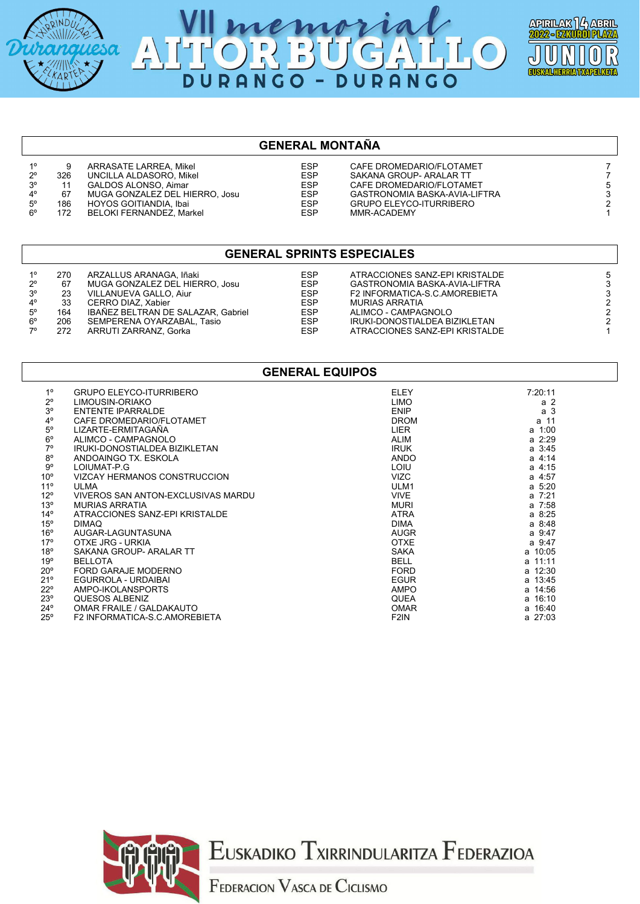# VII memorial AITOR BUGALLO

DURANGO - DURANGO

APIRILAK 14 ABRIL 2022 - EZKURDI PLAZA

JUNIOR

EUSKAL HERRIA TXAPELKETA

## GENERAL MONTAÑA

| | | | | | |
|---|---|---|---|---|---|
| 1º | 9 | ARRASATE LARREA, Mikel | ESP | CAFE DROMEDARIO/FLOTAMET | 7 |
| 2º | 326 | UNCILLA ALDASORO, Mikel | ESP | SAKANA GROUP- ARALAR TT | 7 |
| 3º | 11 | GALDOS ALONSO, Aimar | ESP | CAFE DROMEDARIO/FLOTAMET | 5 |
| 4º | 67 | MUGA GONZALEZ DEL HIERRO, Josu | ESP | GASTRONOMIA BASKA-AVIA-LIFTRA | 3 |
| 5º | 186 | HOYOS GOITIANDIA, Ibai | ESP | GRUPO ELEYCO-ITURRIBERO | 2 |
| 6º | 172 | BELOKI FERNANDEZ, Markel | ESP | MMR-ACADEMY | 1 |

## GENERAL SPRINTS ESPECIALES

| | | | | | |
|---|---|---|---|---|---|
| 1º | 270 | ARZALLUS ARANAGA, Iñaki | ESP | ATRACCIONES SANZ-EPI KRISTALDE | 5 |
| 2º | 67 | MUGA GONZALEZ DEL HIERRO, Josu | ESP | GASTRONOMIA BASKA-AVIA-LIFTRA | 3 |
| 3º | 23 | VILLANUEVA GALLO, Aiur | ESP | F2 INFORMATICA-S.C.AMOREBIETA | 3 |
| 4º | 33 | CERRO DIAZ, Xabier | ESP | MURIAS ARRATIA | 2 |
| 5º | 164 | IBAÑEZ BELTRAN DE SALAZAR, Gabriel | ESP | ALIMCO - CAMPAGNOLO | 2 |
| 6º | 206 | SEMPERENA OYARZABAL, Tasio | ESP | IRUKI-DONOSTIALDEA BIZIKLETAN | 2 |
| 7º | 272 | ARRUTI ZARRANZ, Gorka | ESP | ATRACCIONES SANZ-EPI KRISTALDE | 1 |

## GENERAL EQUIPOS

| | | | |
|---|---|---|---|
| 1º | GRUPO ELEYCO-ITURRIBERO | ELEY | 7:20:11 |
| 2º | LIMOUSIN-ORIAKO | LIMO | a 2 |
| 3º | ENTENTE IPARRALDE | ENIP | a 3 |
| 4º | CAFE DROMEDARIO/FLOTAMET | DROM | a 11 |
| 5º | LIZARTE-ERMITAGAÑA | LIER | a 1:00 |
| 6º | ALIMCO - CAMPAGNOLO | ALIM | a 2:29 |
| 7º | IRUKI-DONOSTIALDEA BIZIKLETAN | IRUK | a 3:45 |
| 8º | ANDOAINGO TX. ESKOLA | ANDO | a 4:14 |
| 9º | LOIUMAT-P.G | LOIU | a 4:15 |
| 10º | VIZCAY HERMANOS CONSTRUCCION | VIZC | a 4:57 |
| 11º | ULMA | ULM1 | a 5:20 |
| 12º | VIVEROS SAN ANTON-EXCLUSIVAS MARDU | VIVE | a 7:21 |
| 13º | MURIAS ARRATIA | MURI | a 7:58 |
| 14º | ATRACCIONES SANZ-EPI KRISTALDE | ATRA | a 8:25 |
| 15º | DIMAQ | DIMA | a 8:48 |
| 16º | AUGAR-LAGUNTASUNA | AUGR | a 9:47 |
| 17º | OTXE JRG - URKIA | OTXE | a 9:47 |
| 18º | SAKANA GROUP- ARALAR TT | SAKA | a 10:05 |
| 19º | BELLOTA | BELL | a 11:11 |
| 20º | FORD GARAJE MODERNO | FORD | a 12:30 |
| 21º | EGURROLA - URDAIBAI | EGUR | a 13:45 |
| 22º | AMPO-IKOLANSPORTS | AMPO | a 14:56 |
| 23º | QUESOS ALBENIZ | QUEA | a 16:10 |
| 24º | OMAR FRAILE / GALDAKAUTO | OMAR | a 16:40 |
| 25º | F2 INFORMATICA-S.C.AMOREBIETA | F2IN | a 27:03 |

EUSKADIKO TXIRRINDULARITZA FEDERAZIOA

FEDERACION VASCA DE CICLISMO